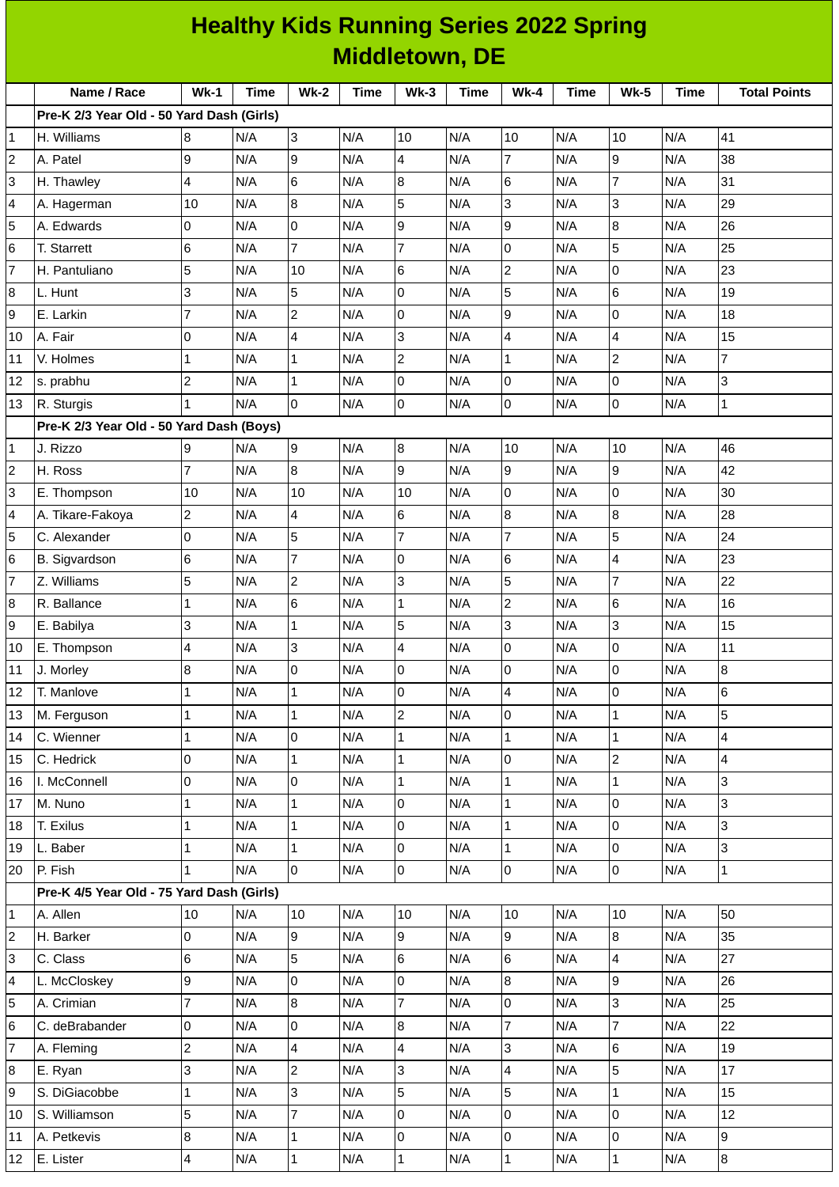# Healthy Kids Running Series 2022 Spring
## Middletown, DE

| | Name / Race | Wk-1 | Time | Wk-2 | Time | Wk-3 | Time | Wk-4 | Time | Wk-5 | Time | Total Points |
|---|---|---|---|---|---|---|---|---|---|---|---|---|
| | **Pre-K 2/3 Year Old - 50 Yard Dash (Girls)** | | | | | | | | | | | |
| 1 | H. Williams | 8 | N/A | 3 | N/A | 10 | N/A | 10 | N/A | 10 | N/A | 41 |
| 2 | A. Patel | 9 | N/A | 9 | N/A | 4 | N/A | 7 | N/A | 9 | N/A | 38 |
| 3 | H. Thawley | 4 | N/A | 6 | N/A | 8 | N/A | 6 | N/A | 7 | N/A | 31 |
| 4 | A. Hagerman | 10 | N/A | 8 | N/A | 5 | N/A | 3 | N/A | 3 | N/A | 29 |
| 5 | A. Edwards | 0 | N/A | 0 | N/A | 9 | N/A | 9 | N/A | 8 | N/A | 26 |
| 6 | T. Starrett | 6 | N/A | 7 | N/A | 7 | N/A | 0 | N/A | 5 | N/A | 25 |
| 7 | H. Pantuliano | 5 | N/A | 10 | N/A | 6 | N/A | 2 | N/A | 0 | N/A | 23 |
| 8 | L. Hunt | 3 | N/A | 5 | N/A | 0 | N/A | 5 | N/A | 6 | N/A | 19 |
| 9 | E. Larkin | 7 | N/A | 2 | N/A | 0 | N/A | 9 | N/A | 0 | N/A | 18 |
| 10 | A. Fair | 0 | N/A | 4 | N/A | 3 | N/A | 4 | N/A | 4 | N/A | 15 |
| 11 | V. Holmes | 1 | N/A | 1 | N/A | 2 | N/A | 1 | N/A | 2 | N/A | 7 |
| 12 | s. prabhu | 2 | N/A | 1 | N/A | 0 | N/A | 0 | N/A | 0 | N/A | 3 |
| 13 | R. Sturgis | 1 | N/A | 0 | N/A | 0 | N/A | 0 | N/A | 0 | N/A | 1 |
| | **Pre-K 2/3 Year Old - 50 Yard Dash (Boys)** | | | | | | | | | | | |
| 1 | J. Rizzo | 9 | N/A | 9 | N/A | 8 | N/A | 10 | N/A | 10 | N/A | 46 |
| 2 | H. Ross | 7 | N/A | 8 | N/A | 9 | N/A | 9 | N/A | 9 | N/A | 42 |
| 3 | E. Thompson | 10 | N/A | 10 | N/A | 10 | N/A | 0 | N/A | 0 | N/A | 30 |
| 4 | A. Tikare-Fakoya | 2 | N/A | 4 | N/A | 6 | N/A | 8 | N/A | 8 | N/A | 28 |
| 5 | C. Alexander | 0 | N/A | 5 | N/A | 7 | N/A | 7 | N/A | 5 | N/A | 24 |
| 6 | B. Sigvardson | 6 | N/A | 7 | N/A | 0 | N/A | 6 | N/A | 4 | N/A | 23 |
| 7 | Z. Williams | 5 | N/A | 2 | N/A | 3 | N/A | 5 | N/A | 7 | N/A | 22 |
| 8 | R. Ballance | 1 | N/A | 6 | N/A | 1 | N/A | 2 | N/A | 6 | N/A | 16 |
| 9 | E. Babilya | 3 | N/A | 1 | N/A | 5 | N/A | 3 | N/A | 3 | N/A | 15 |
| 10 | E. Thompson | 4 | N/A | 3 | N/A | 4 | N/A | 0 | N/A | 0 | N/A | 11 |
| 11 | J. Morley | 8 | N/A | 0 | N/A | 0 | N/A | 0 | N/A | 0 | N/A | 8 |
| 12 | T. Manlove | 1 | N/A | 1 | N/A | 0 | N/A | 4 | N/A | 0 | N/A | 6 |
| 13 | M. Ferguson | 1 | N/A | 1 | N/A | 2 | N/A | 0 | N/A | 1 | N/A | 5 |
| 14 | C. Wienner | 1 | N/A | 0 | N/A | 1 | N/A | 1 | N/A | 1 | N/A | 4 |
| 15 | C. Hedrick | 0 | N/A | 1 | N/A | 1 | N/A | 0 | N/A | 2 | N/A | 4 |
| 16 | I. McConnell | 0 | N/A | 0 | N/A | 1 | N/A | 1 | N/A | 1 | N/A | 3 |
| 17 | M. Nuno | 1 | N/A | 1 | N/A | 0 | N/A | 1 | N/A | 0 | N/A | 3 |
| 18 | T. Exilus | 1 | N/A | 1 | N/A | 0 | N/A | 1 | N/A | 0 | N/A | 3 |
| 19 | L. Baber | 1 | N/A | 1 | N/A | 0 | N/A | 1 | N/A | 0 | N/A | 3 |
| 20 | P. Fish | 1 | N/A | 0 | N/A | 0 | N/A | 0 | N/A | 0 | N/A | 1 |
| | **Pre-K 4/5 Year Old - 75 Yard Dash (Girls)** | | | | | | | | | | | |
| 1 | A. Allen | 10 | N/A | 10 | N/A | 10 | N/A | 10 | N/A | 10 | N/A | 50 |
| 2 | H. Barker | 0 | N/A | 9 | N/A | 9 | N/A | 9 | N/A | 8 | N/A | 35 |
| 3 | C. Class | 6 | N/A | 5 | N/A | 6 | N/A | 6 | N/A | 4 | N/A | 27 |
| 4 | L. McCloskey | 9 | N/A | 0 | N/A | 0 | N/A | 8 | N/A | 9 | N/A | 26 |
| 5 | A. Crimian | 7 | N/A | 8 | N/A | 7 | N/A | 0 | N/A | 3 | N/A | 25 |
| 6 | C. deBrabander | 0 | N/A | 0 | N/A | 8 | N/A | 7 | N/A | 7 | N/A | 22 |
| 7 | A. Fleming | 2 | N/A | 4 | N/A | 4 | N/A | 3 | N/A | 6 | N/A | 19 |
| 8 | E. Ryan | 3 | N/A | 2 | N/A | 3 | N/A | 4 | N/A | 5 | N/A | 17 |
| 9 | S. DiGiacobbe | 1 | N/A | 3 | N/A | 5 | N/A | 5 | N/A | 1 | N/A | 15 |
| 10 | S. Williamson | 5 | N/A | 7 | N/A | 0 | N/A | 0 | N/A | 0 | N/A | 12 |
| 11 | A. Petkevis | 8 | N/A | 1 | N/A | 0 | N/A | 0 | N/A | 0 | N/A | 9 |
| 12 | E. Lister | 4 | N/A | 1 | N/A | 1 | N/A | 1 | N/A | 1 | N/A | 8 |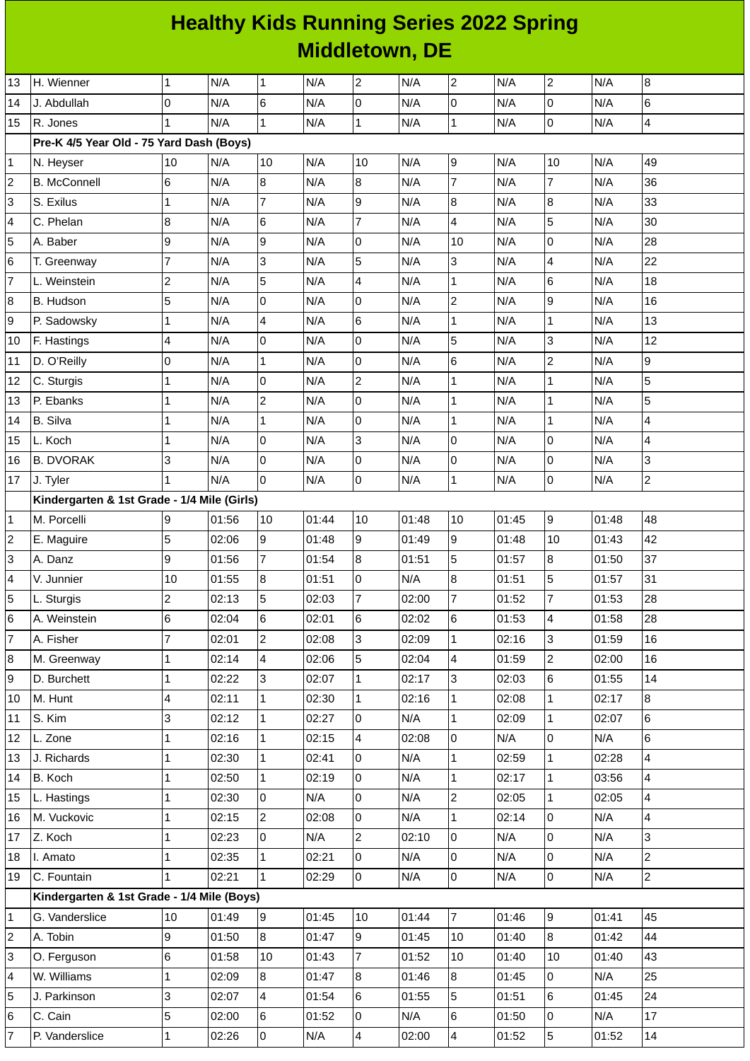# Healthy Kids Running Series 2022 Spring
## Middletown, DE

| | | | | | | | | | | | | |
|---|---|---|---|---|---|---|---|---|---|---|---|---|
| 13 | H. Wienner | 1 | N/A | 1 | N/A | 2 | N/A | 2 | N/A | 2 | N/A | 8 |
| 14 | J. Abdullah | 0 | N/A | 6 | N/A | 0 | N/A | 0 | N/A | 0 | N/A | 6 |
| 15 | R. Jones | 1 | N/A | 1 | N/A | 1 | N/A | 1 | N/A | 0 | N/A | 4 |
| | **Pre-K 4/5 Year Old - 75 Yard Dash (Boys)** | | | | | | | | | | | |
| 1 | N. Heyser | 10 | N/A | 10 | N/A | 10 | N/A | 9 | N/A | 10 | N/A | 49 |
| 2 | B. McConnell | 6 | N/A | 8 | N/A | 8 | N/A | 7 | N/A | 7 | N/A | 36 |
| 3 | S. Exilus | 1 | N/A | 7 | N/A | 9 | N/A | 8 | N/A | 8 | N/A | 33 |
| 4 | C. Phelan | 8 | N/A | 6 | N/A | 7 | N/A | 4 | N/A | 5 | N/A | 30 |
| 5 | A. Baber | 9 | N/A | 9 | N/A | 0 | N/A | 10 | N/A | 0 | N/A | 28 |
| 6 | T. Greenway | 7 | N/A | 3 | N/A | 5 | N/A | 3 | N/A | 4 | N/A | 22 |
| 7 | L. Weinstein | 2 | N/A | 5 | N/A | 4 | N/A | 1 | N/A | 6 | N/A | 18 |
| 8 | B. Hudson | 5 | N/A | 0 | N/A | 0 | N/A | 2 | N/A | 9 | N/A | 16 |
| 9 | P. Sadowsky | 1 | N/A | 4 | N/A | 6 | N/A | 1 | N/A | 1 | N/A | 13 |
| 10 | F. Hastings | 4 | N/A | 0 | N/A | 0 | N/A | 5 | N/A | 3 | N/A | 12 |
| 11 | D. O'Reilly | 0 | N/A | 1 | N/A | 0 | N/A | 6 | N/A | 2 | N/A | 9 |
| 12 | C. Sturgis | 1 | N/A | 0 | N/A | 2 | N/A | 1 | N/A | 1 | N/A | 5 |
| 13 | P. Ebanks | 1 | N/A | 2 | N/A | 0 | N/A | 1 | N/A | 1 | N/A | 5 |
| 14 | B. Silva | 1 | N/A | 1 | N/A | 0 | N/A | 1 | N/A | 1 | N/A | 4 |
| 15 | L. Koch | 1 | N/A | 0 | N/A | 3 | N/A | 0 | N/A | 0 | N/A | 4 |
| 16 | B. DVORAK | 3 | N/A | 0 | N/A | 0 | N/A | 0 | N/A | 0 | N/A | 3 |
| 17 | J. Tyler | 1 | N/A | 0 | N/A | 0 | N/A | 1 | N/A | 0 | N/A | 2 |
| | **Kindergarten & 1st Grade - 1/4 Mile (Girls)** | | | | | | | | | | | |
| 1 | M. Porcelli | 9 | 01:56 | 10 | 01:44 | 10 | 01:48 | 10 | 01:45 | 9 | 01:48 | 48 |
| 2 | E. Maguire | 5 | 02:06 | 9 | 01:48 | 9 | 01:49 | 9 | 01:48 | 10 | 01:43 | 42 |
| 3 | A. Danz | 9 | 01:56 | 7 | 01:54 | 8 | 01:51 | 5 | 01:57 | 8 | 01:50 | 37 |
| 4 | V. Junnier | 10 | 01:55 | 8 | 01:51 | 0 | N/A | 8 | 01:51 | 5 | 01:57 | 31 |
| 5 | L. Sturgis | 2 | 02:13 | 5 | 02:03 | 7 | 02:00 | 7 | 01:52 | 7 | 01:53 | 28 |
| 6 | A. Weinstein | 6 | 02:04 | 6 | 02:01 | 6 | 02:02 | 6 | 01:53 | 4 | 01:58 | 28 |
| 7 | A. Fisher | 7 | 02:01 | 2 | 02:08 | 3 | 02:09 | 1 | 02:16 | 3 | 01:59 | 16 |
| 8 | M. Greenway | 1 | 02:14 | 4 | 02:06 | 5 | 02:04 | 4 | 01:59 | 2 | 02:00 | 16 |
| 9 | D. Burchett | 1 | 02:22 | 3 | 02:07 | 1 | 02:17 | 3 | 02:03 | 6 | 01:55 | 14 |
| 10 | M. Hunt | 4 | 02:11 | 1 | 02:30 | 1 | 02:16 | 1 | 02:08 | 1 | 02:17 | 8 |
| 11 | S. Kim | 3 | 02:12 | 1 | 02:27 | 0 | N/A | 1 | 02:09 | 1 | 02:07 | 6 |
| 12 | L. Zone | 1 | 02:16 | 1 | 02:15 | 4 | 02:08 | 0 | N/A | 0 | N/A | 6 |
| 13 | J. Richards | 1 | 02:30 | 1 | 02:41 | 0 | N/A | 1 | 02:59 | 1 | 02:28 | 4 |
| 14 | B. Koch | 1 | 02:50 | 1 | 02:19 | 0 | N/A | 1 | 02:17 | 1 | 03:56 | 4 |
| 15 | L. Hastings | 1 | 02:30 | 0 | N/A | 0 | N/A | 2 | 02:05 | 1 | 02:05 | 4 |
| 16 | M. Vuckovic | 1 | 02:15 | 2 | 02:08 | 0 | N/A | 1 | 02:14 | 0 | N/A | 4 |
| 17 | Z. Koch | 1 | 02:23 | 0 | N/A | 2 | 02:10 | 0 | N/A | 0 | N/A | 3 |
| 18 | I. Amato | 1 | 02:35 | 1 | 02:21 | 0 | N/A | 0 | N/A | 0 | N/A | 2 |
| 19 | C. Fountain | 1 | 02:21 | 1 | 02:29 | 0 | N/A | 0 | N/A | 0 | N/A | 2 |
| | **Kindergarten & 1st Grade - 1/4 Mile (Boys)** | | | | | | | | | | | |
| 1 | G. Vanderslice | 10 | 01:49 | 9 | 01:45 | 10 | 01:44 | 7 | 01:46 | 9 | 01:41 | 45 |
| 2 | A. Tobin | 9 | 01:50 | 8 | 01:47 | 9 | 01:45 | 10 | 01:40 | 8 | 01:42 | 44 |
| 3 | O. Ferguson | 6 | 01:58 | 10 | 01:43 | 7 | 01:52 | 10 | 01:40 | 10 | 01:40 | 43 |
| 4 | W. Williams | 1 | 02:09 | 8 | 01:47 | 8 | 01:46 | 8 | 01:45 | 0 | N/A | 25 |
| 5 | J. Parkinson | 3 | 02:07 | 4 | 01:54 | 6 | 01:55 | 5 | 01:51 | 6 | 01:45 | 24 |
| 6 | C. Cain | 5 | 02:00 | 6 | 01:52 | 0 | N/A | 6 | 01:50 | 0 | N/A | 17 |
| 7 | P. Vanderslice | 1 | 02:26 | 0 | N/A | 4 | 02:00 | 4 | 01:52 | 5 | 01:52 | 14 |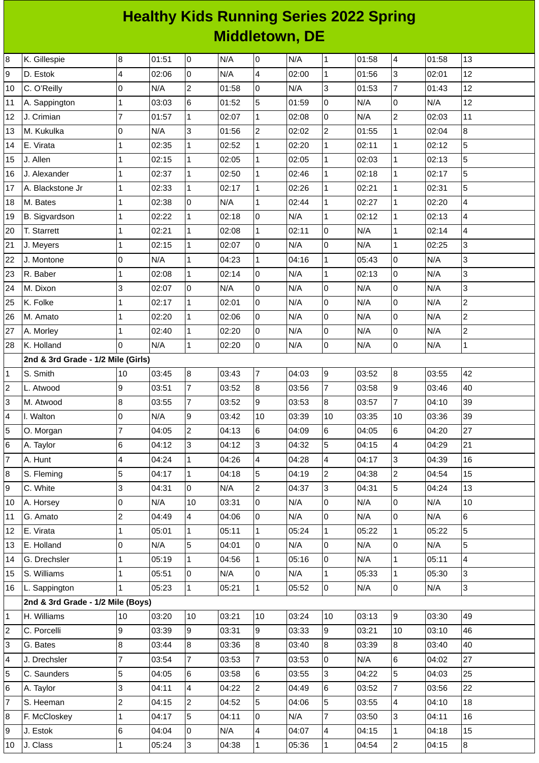# Healthy Kids Running Series 2022 Spring
## Middletown, DE

| | | | | | | | | | | | | |
|---|---|---|---|---|---|---|---|---|---|---|---|---|
| 8 | K. Gillespie | 8 | 01:51 | 0 | N/A | 0 | N/A | 1 | 01:58 | 4 | 01:58 | 13 |
| 9 | D. Estok | 4 | 02:06 | 0 | N/A | 4 | 02:00 | 1 | 01:56 | 3 | 02:01 | 12 |
| 10 | C. O'Reilly | 0 | N/A | 2 | 01:58 | 0 | N/A | 3 | 01:53 | 7 | 01:43 | 12 |
| 11 | A. Sappington | 1 | 03:03 | 6 | 01:52 | 5 | 01:59 | 0 | N/A | 0 | N/A | 12 |
| 12 | J. Crimian | 7 | 01:57 | 1 | 02:07 | 1 | 02:08 | 0 | N/A | 2 | 02:03 | 11 |
| 13 | M. Kukulka | 0 | N/A | 3 | 01:56 | 2 | 02:02 | 2 | 01:55 | 1 | 02:04 | 8 |
| 14 | E. Virata | 1 | 02:35 | 1 | 02:52 | 1 | 02:20 | 1 | 02:11 | 1 | 02:12 | 5 |
| 15 | J. Allen | 1 | 02:15 | 1 | 02:05 | 1 | 02:05 | 1 | 02:03 | 1 | 02:13 | 5 |
| 16 | J. Alexander | 1 | 02:37 | 1 | 02:50 | 1 | 02:46 | 1 | 02:18 | 1 | 02:17 | 5 |
| 17 | A. Blackstone Jr | 1 | 02:33 | 1 | 02:17 | 1 | 02:26 | 1 | 02:21 | 1 | 02:31 | 5 |
| 18 | M. Bates | 1 | 02:38 | 0 | N/A | 1 | 02:44 | 1 | 02:27 | 1 | 02:20 | 4 |
| 19 | B. Sigvardson | 1 | 02:22 | 1 | 02:18 | 0 | N/A | 1 | 02:12 | 1 | 02:13 | 4 |
| 20 | T. Starrett | 1 | 02:21 | 1 | 02:08 | 1 | 02:11 | 0 | N/A | 1 | 02:14 | 4 |
| 21 | J. Meyers | 1 | 02:15 | 1 | 02:07 | 0 | N/A | 0 | N/A | 1 | 02:25 | 3 |
| 22 | J. Montone | 0 | N/A | 1 | 04:23 | 1 | 04:16 | 1 | 05:43 | 0 | N/A | 3 |
| 23 | R. Baber | 1 | 02:08 | 1 | 02:14 | 0 | N/A | 1 | 02:13 | 0 | N/A | 3 |
| 24 | M. Dixon | 3 | 02:07 | 0 | N/A | 0 | N/A | 0 | N/A | 0 | N/A | 3 |
| 25 | K. Folke | 1 | 02:17 | 1 | 02:01 | 0 | N/A | 0 | N/A | 0 | N/A | 2 |
| 26 | M. Amato | 1 | 02:20 | 1 | 02:06 | 0 | N/A | 0 | N/A | 0 | N/A | 2 |
| 27 | A. Morley | 1 | 02:40 | 1 | 02:20 | 0 | N/A | 0 | N/A | 0 | N/A | 2 |
| 28 | K. Holland | 0 | N/A | 1 | 02:20 | 0 | N/A | 0 | N/A | 0 | N/A | 1 |
| | **2nd & 3rd Grade - 1/2 Mile (Girls)** | | | | | | | | | | | |
| 1 | S. Smith | 10 | 03:45 | 8 | 03:43 | 7 | 04:03 | 9 | 03:52 | 8 | 03:55 | 42 |
| 2 | L. Atwood | 9 | 03:51 | 7 | 03:52 | 8 | 03:56 | 7 | 03:58 | 9 | 03:46 | 40 |
| 3 | M. Atwood | 8 | 03:55 | 7 | 03:52 | 9 | 03:53 | 8 | 03:57 | 7 | 04:10 | 39 |
| 4 | I. Walton | 0 | N/A | 9 | 03:42 | 10 | 03:39 | 10 | 03:35 | 10 | 03:36 | 39 |
| 5 | O. Morgan | 7 | 04:05 | 2 | 04:13 | 6 | 04:09 | 6 | 04:05 | 6 | 04:20 | 27 |
| 6 | A. Taylor | 6 | 04:12 | 3 | 04:12 | 3 | 04:32 | 5 | 04:15 | 4 | 04:29 | 21 |
| 7 | A. Hunt | 4 | 04:24 | 1 | 04:26 | 4 | 04:28 | 4 | 04:17 | 3 | 04:39 | 16 |
| 8 | S. Fleming | 5 | 04:17 | 1 | 04:18 | 5 | 04:19 | 2 | 04:38 | 2 | 04:54 | 15 |
| 9 | C. White | 3 | 04:31 | 0 | N/A | 2 | 04:37 | 3 | 04:31 | 5 | 04:24 | 13 |
| 10 | A. Horsey | 0 | N/A | 10 | 03:31 | 0 | N/A | 0 | N/A | 0 | N/A | 10 |
| 11 | G. Amato | 2 | 04:49 | 4 | 04:06 | 0 | N/A | 0 | N/A | 0 | N/A | 6 |
| 12 | E. Virata | 1 | 05:01 | 1 | 05:11 | 1 | 05:24 | 1 | 05:22 | 1 | 05:22 | 5 |
| 13 | E. Holland | 0 | N/A | 5 | 04:01 | 0 | N/A | 0 | N/A | 0 | N/A | 5 |
| 14 | G. Drechsler | 1 | 05:19 | 1 | 04:56 | 1 | 05:16 | 0 | N/A | 1 | 05:11 | 4 |
| 15 | S. Williams | 1 | 05:51 | 0 | N/A | 0 | N/A | 1 | 05:33 | 1 | 05:30 | 3 |
| 16 | L. Sappington | 1 | 05:23 | 1 | 05:21 | 1 | 05:52 | 0 | N/A | 0 | N/A | 3 |
| | **2nd & 3rd Grade - 1/2 Mile (Boys)** | | | | | | | | | | | |
| 1 | H. Williams | 10 | 03:20 | 10 | 03:21 | 10 | 03:24 | 10 | 03:13 | 9 | 03:30 | 49 |
| 2 | C. Porcelli | 9 | 03:39 | 9 | 03:31 | 9 | 03:33 | 9 | 03:21 | 10 | 03:10 | 46 |
| 3 | G. Bates | 8 | 03:44 | 8 | 03:36 | 8 | 03:40 | 8 | 03:39 | 8 | 03:40 | 40 |
| 4 | J. Drechsler | 7 | 03:54 | 7 | 03:53 | 7 | 03:53 | 0 | N/A | 6 | 04:02 | 27 |
| 5 | C. Saunders | 5 | 04:05 | 6 | 03:58 | 6 | 03:55 | 3 | 04:22 | 5 | 04:03 | 25 |
| 6 | A. Taylor | 3 | 04:11 | 4 | 04:22 | 2 | 04:49 | 6 | 03:52 | 7 | 03:56 | 22 |
| 7 | S. Heeman | 2 | 04:15 | 2 | 04:52 | 5 | 04:06 | 5 | 03:55 | 4 | 04:10 | 18 |
| 8 | F. McCloskey | 1 | 04:17 | 5 | 04:11 | 0 | N/A | 7 | 03:50 | 3 | 04:11 | 16 |
| 9 | J. Estok | 6 | 04:04 | 0 | N/A | 4 | 04:07 | 4 | 04:15 | 1 | 04:18 | 15 |
| 10 | J. Class | 1 | 05:24 | 3 | 04:38 | 1 | 05:36 | 1 | 04:54 | 2 | 04:15 | 8 |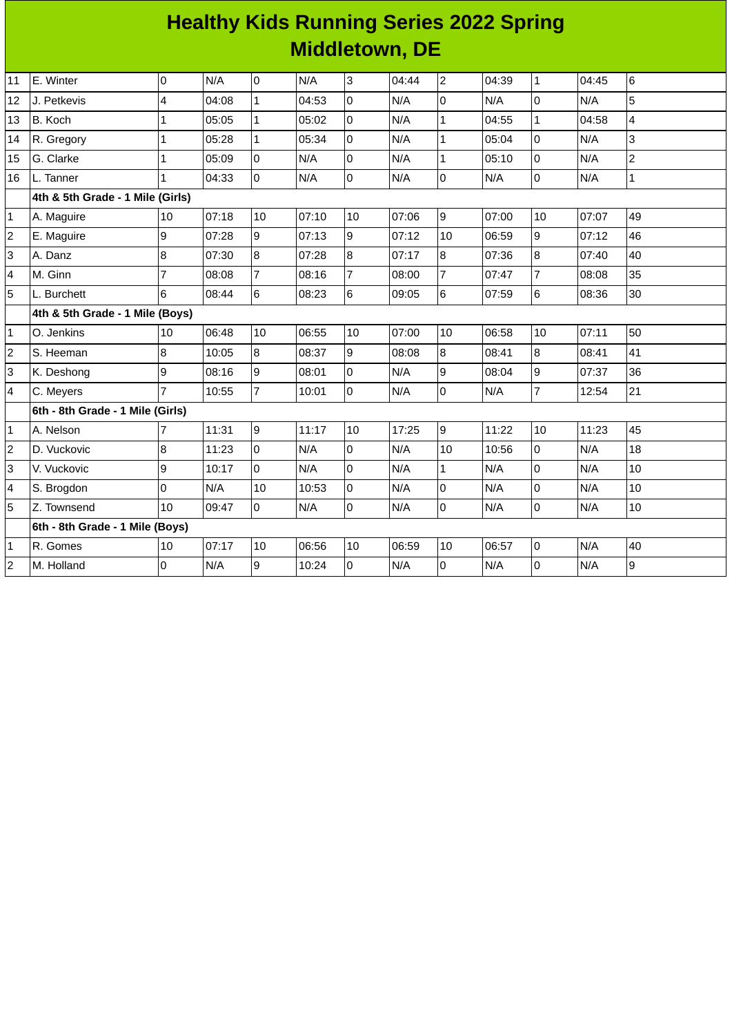# Healthy Kids Running Series 2022 Spring Middletown, DE

| | | | | | | | | | | | | |
|---|---|---|---|---|---|---|---|---|---|---|---|---|
| 11 | E. Winter | 0 | N/A | 0 | N/A | 3 | 04:44 | 2 | 04:39 | 1 | 04:45 | 6 |
| 12 | J. Petkevis | 4 | 04:08 | 1 | 04:53 | 0 | N/A | 0 | N/A | 0 | N/A | 5 |
| 13 | B. Koch | 1 | 05:05 | 1 | 05:02 | 0 | N/A | 1 | 04:55 | 1 | 04:58 | 4 |
| 14 | R. Gregory | 1 | 05:28 | 1 | 05:34 | 0 | N/A | 1 | 05:04 | 0 | N/A | 3 |
| 15 | G. Clarke | 1 | 05:09 | 0 | N/A | 0 | N/A | 1 | 05:10 | 0 | N/A | 2 |
| 16 | L. Tanner | 1 | 04:33 | 0 | N/A | 0 | N/A | 0 | N/A | 0 | N/A | 1 |
| | **4th & 5th Grade - 1 Mile (Girls)** | | | | | | | | | | | |
| 1 | A. Maguire | 10 | 07:18 | 10 | 07:10 | 10 | 07:06 | 9 | 07:00 | 10 | 07:07 | 49 |
| 2 | E. Maguire | 9 | 07:28 | 9 | 07:13 | 9 | 07:12 | 10 | 06:59 | 9 | 07:12 | 46 |
| 3 | A. Danz | 8 | 07:30 | 8 | 07:28 | 8 | 07:17 | 8 | 07:36 | 8 | 07:40 | 40 |
| 4 | M. Ginn | 7 | 08:08 | 7 | 08:16 | 7 | 08:00 | 7 | 07:47 | 7 | 08:08 | 35 |
| 5 | L. Burchett | 6 | 08:44 | 6 | 08:23 | 6 | 09:05 | 6 | 07:59 | 6 | 08:36 | 30 |
| | **4th & 5th Grade - 1 Mile (Boys)** | | | | | | | | | | | |
| 1 | O. Jenkins | 10 | 06:48 | 10 | 06:55 | 10 | 07:00 | 10 | 06:58 | 10 | 07:11 | 50 |
| 2 | S. Heeman | 8 | 10:05 | 8 | 08:37 | 9 | 08:08 | 8 | 08:41 | 8 | 08:41 | 41 |
| 3 | K. Deshong | 9 | 08:16 | 9 | 08:01 | 0 | N/A | 9 | 08:04 | 9 | 07:37 | 36 |
| 4 | C. Meyers | 7 | 10:55 | 7 | 10:01 | 0 | N/A | 0 | N/A | 7 | 12:54 | 21 |
| | **6th - 8th Grade - 1 Mile (Girls)** | | | | | | | | | | | |
| 1 | A. Nelson | 7 | 11:31 | 9 | 11:17 | 10 | 17:25 | 9 | 11:22 | 10 | 11:23 | 45 |
| 2 | D. Vuckovic | 8 | 11:23 | 0 | N/A | 0 | N/A | 10 | 10:56 | 0 | N/A | 18 |
| 3 | V. Vuckovic | 9 | 10:17 | 0 | N/A | 0 | N/A | 1 | N/A | 0 | N/A | 10 |
| 4 | S. Brogdon | 0 | N/A | 10 | 10:53 | 0 | N/A | 0 | N/A | 0 | N/A | 10 |
| 5 | Z. Townsend | 10 | 09:47 | 0 | N/A | 0 | N/A | 0 | N/A | 0 | N/A | 10 |
| | **6th - 8th Grade - 1 Mile (Boys)** | | | | | | | | | | | |
| 1 | R. Gomes | 10 | 07:17 | 10 | 06:56 | 10 | 06:59 | 10 | 06:57 | 0 | N/A | 40 |
| 2 | M. Holland | 0 | N/A | 9 | 10:24 | 0 | N/A | 0 | N/A | 0 | N/A | 9 |